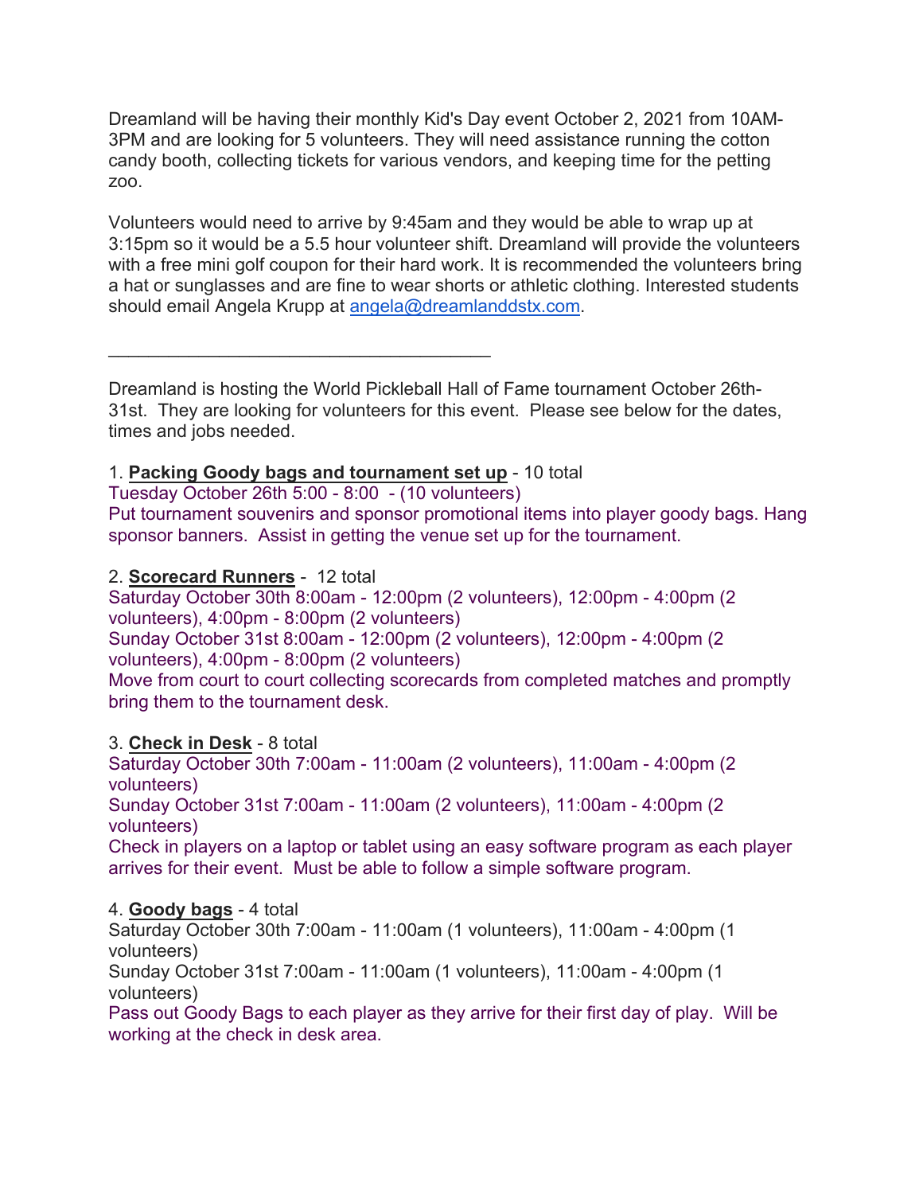Dreamland will be having their monthly Kid's Day event October 2, 2021 from 10AM-3PM and are looking for 5 volunteers. They will need assistance running the cotton candy booth, collecting tickets for various vendors, and keeping time for the petting zoo.

Volunteers would need to arrive by 9:45am and they would be able to wrap up at 3:15pm so it would be a 5.5 hour volunteer shift. Dreamland will provide the volunteers with a free mini golf coupon for their hard work. It is recommended the volunteers bring a hat or sunglasses and are fine to wear shorts or athletic clothing. Interested students should email Angela Krupp at [angela@dreamlanddstx.com](mailto:angela@dreamlanddstx.com).

---

Dreamland is hosting the World Pickleball Hall of Fame tournament October 26th-31st. They are looking for volunteers for this event. Please see below for the dates, times and jobs needed.

1. **Packing Goody bags and tournament set up** - 10 total
Tuesday October 26th 5:00 - 8:00 - (10 volunteers)
Put tournament souvenirs and sponsor promotional items into player goody bags. Hang sponsor banners. Assist in getting the venue set up for the tournament.

2. **Scorecard Runners** - 12 total
Saturday October 30th 8:00am - 12:00pm (2 volunteers), 12:00pm - 4:00pm (2 volunteers), 4:00pm - 8:00pm (2 volunteers)
Sunday October 31st 8:00am - 12:00pm (2 volunteers), 12:00pm - 4:00pm (2 volunteers), 4:00pm - 8:00pm (2 volunteers)
Move from court to court collecting scorecards from completed matches and promptly bring them to the tournament desk.

3. **Check in Desk** - 8 total
Saturday October 30th 7:00am - 11:00am (2 volunteers), 11:00am - 4:00pm (2 volunteers)
Sunday October 31st 7:00am - 11:00am (2 volunteers), 11:00am - 4:00pm (2 volunteers)
Check in players on a laptop or tablet using an easy software program as each player arrives for their event. Must be able to follow a simple software program.

4. **Goody bags** - 4 total
Saturday October 30th 7:00am - 11:00am (1 volunteers), 11:00am - 4:00pm (1 volunteers)
Sunday October 31st 7:00am - 11:00am (1 volunteers), 11:00am - 4:00pm (1 volunteers)
Pass out Goody Bags to each player as they arrive for their first day of play. Will be working at the check in desk area.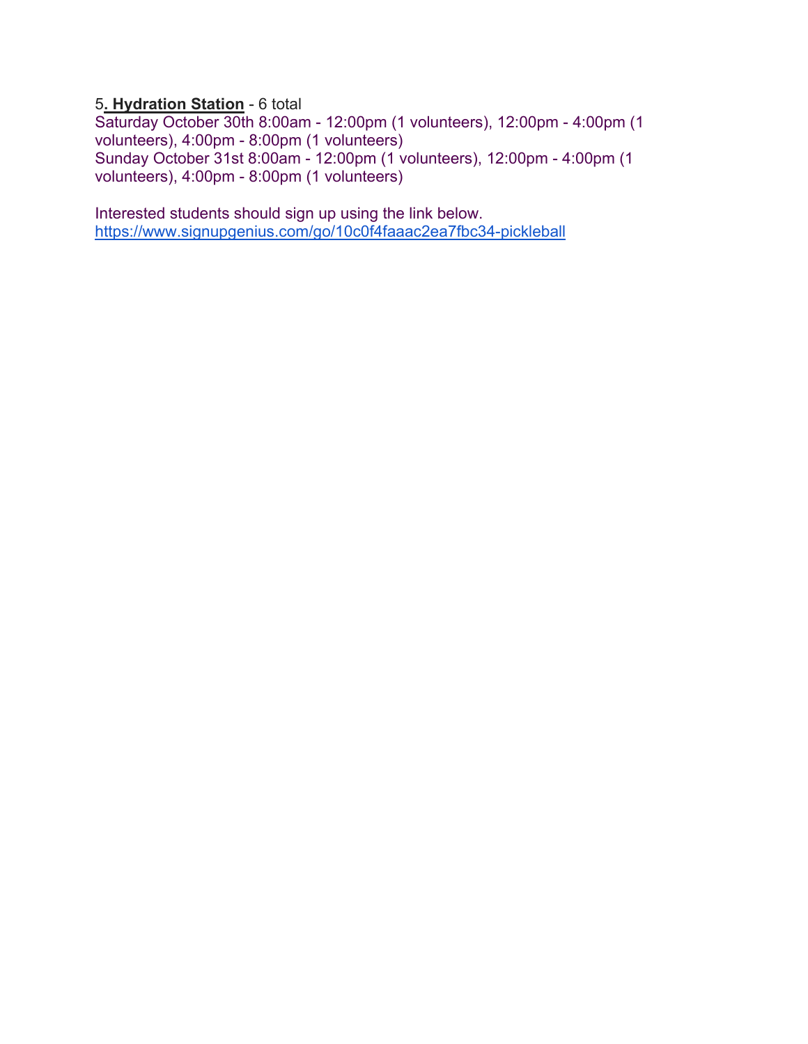5**. Hydration Station** - 6 total

Saturday October 30th 8:00am - 12:00pm (1 volunteers), 12:00pm - 4:00pm (1 volunteers), 4:00pm - 8:00pm (1 volunteers)

Sunday October 31st 8:00am - 12:00pm (1 volunteers), 12:00pm - 4:00pm (1 volunteers), 4:00pm - 8:00pm (1 volunteers)

Interested students should sign up using the link below.

https://www.signupgenius.com/go/10c0f4faaac2ea7fbc34-pickleball